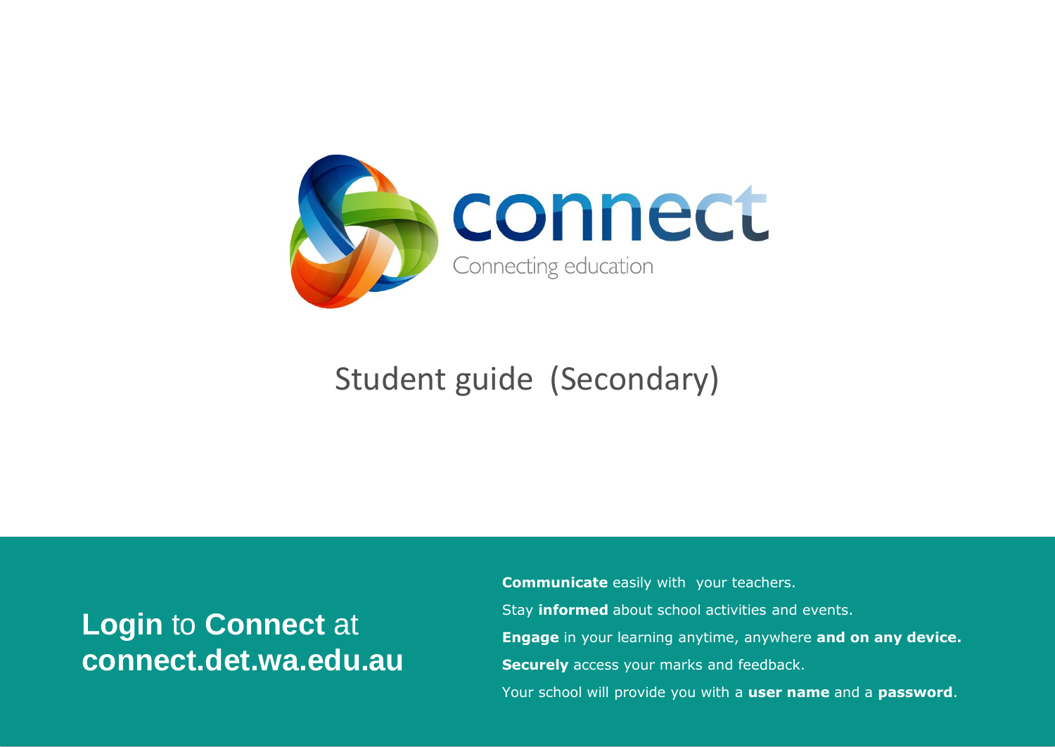# connect

Connecting education

## Student guide (Secondary)

**Login** to **Connect** at **connect.det.wa.edu.au**

**Communicate** easily with your teachers.

Stay **informed** about school activities and events.

**Engage** in your learning anytime, anywhere **and on any device.**

**Securely** access your marks and feedback.

Your school will provide you with a **user name** and a **password**.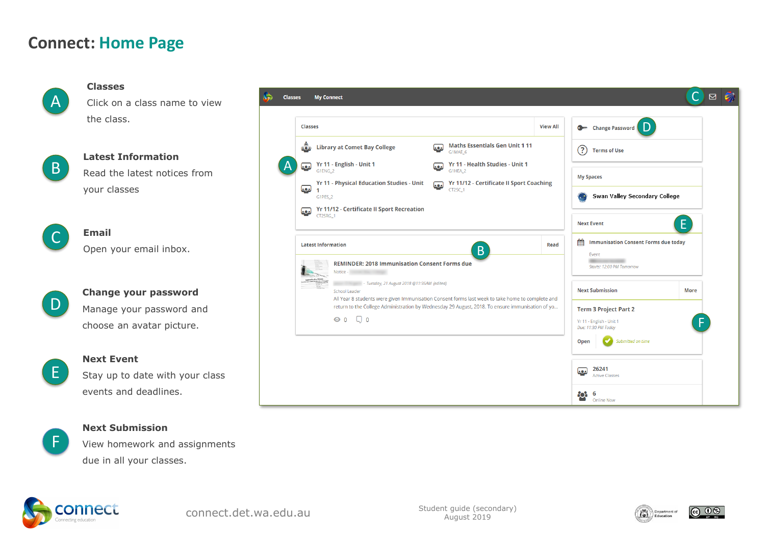# Connect: Home Page

**A** **Classes**
Click on a class name to view the class.

**B** **Latest Information**
Read the latest notices from your classes

**C** **Email**
Open your email inbox.

**D** **Change your password**
Manage your password and choose an avatar picture.

**E** **Next Event**
Stay up to date with your class events and deadlines.

**F** **Next Submission**
View homework and assignments due in all your classes.

connect.det.wa.edu.au

Student guide (secondary)
August 2019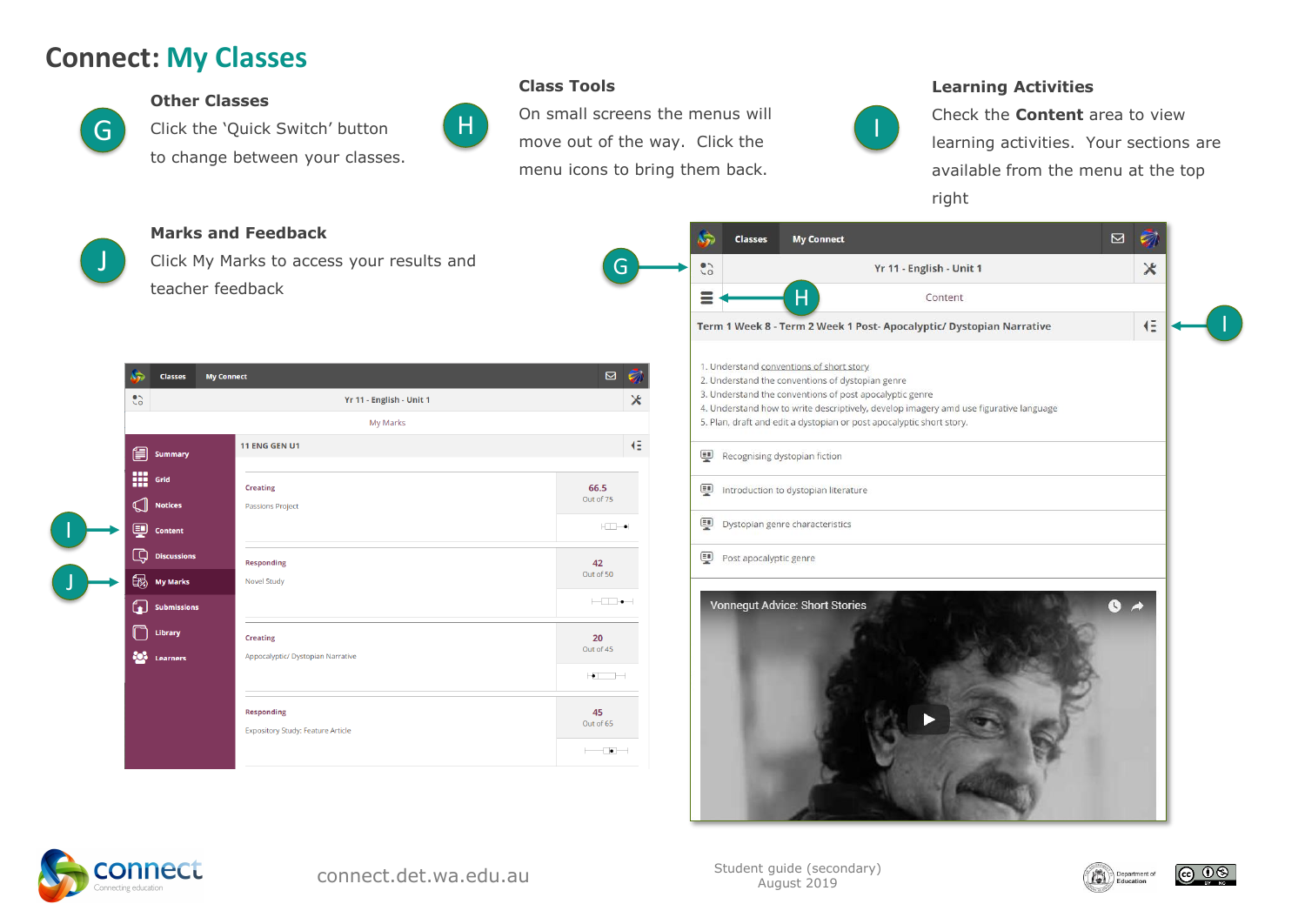# Connect: My Classes

### G — Other Classes

Click the 'Quick Switch' button to change between your classes.

### H — Class Tools

On small screens the menus will move out of the way. Click the menu icons to bring them back.

### I — Learning Activities

Check the **Content** area to view learning activities. Your sections are available from the menu at the top right

### J — Marks and Feedback

Click My Marks to access your results and teacher feedback

Classes | My Connect

Yr 11 - English - Unit 1

My Marks

11 ENG GEN U1

- Summary
- Grid
- Notices
- Content
- Discussions
- My Marks
- Submissions
- Library
- Learners

| Assessment | Result |
|---|---|
| Creating — Passions Project | 66.5 Out of 75 |
| Responding — Novel Study | 42 Out of 50 |
| Creating — Appocalyptic/ Dystopian Narrative | 20 Out of 45 |
| Responding — Expository Study: Feature Article | 45 Out of 65 |

Classes | My Connect

Yr 11 - English - Unit 1

Content

Term 1 Week 8 - Term 2 Week 1 Post- Apocalyptic/ Dystopian Narrative

1. Understand conventions of short story
2. Understand the conventions of dystopian genre
3. Understand the conventions of post apocalyptic genre
4. Understand how to write descriptively, develop imagery and use figurative language
5. Plan, draft and edit a dystopian or post apocalyptic short story.

- Recognising dystopian fiction
- Introduction to dystopian literature
- Dystopian genre characteristics
- Post apocalyptic genre

Vonnegut Advice: Short Stories

connect — Connecting education

connect.det.wa.edu.au

Student guide (secondary)
August 2019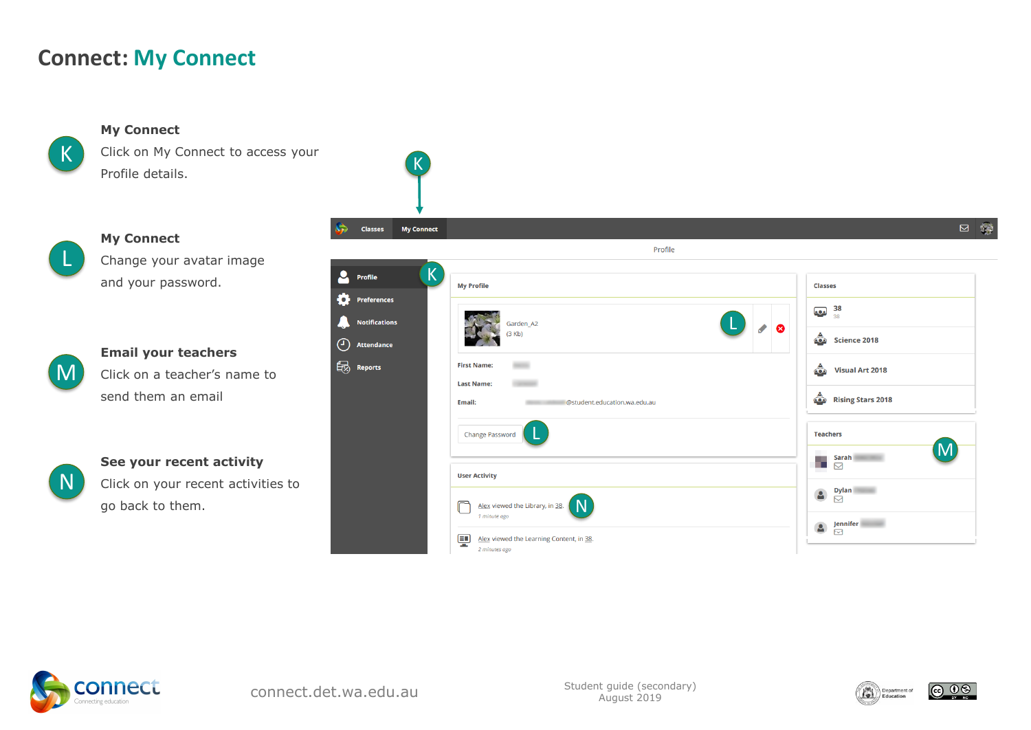# Connect: My Connect

**My Connect**
Click on My Connect to access your Profile details.

**My Connect**
Change your avatar image and your password.

**Email your teachers**
Click on a teacher's name to send them an email

**See your recent activity**
Click on your recent activities to go back to them.

connect.det.wa.edu.au

Student guide (secondary)
August 2019